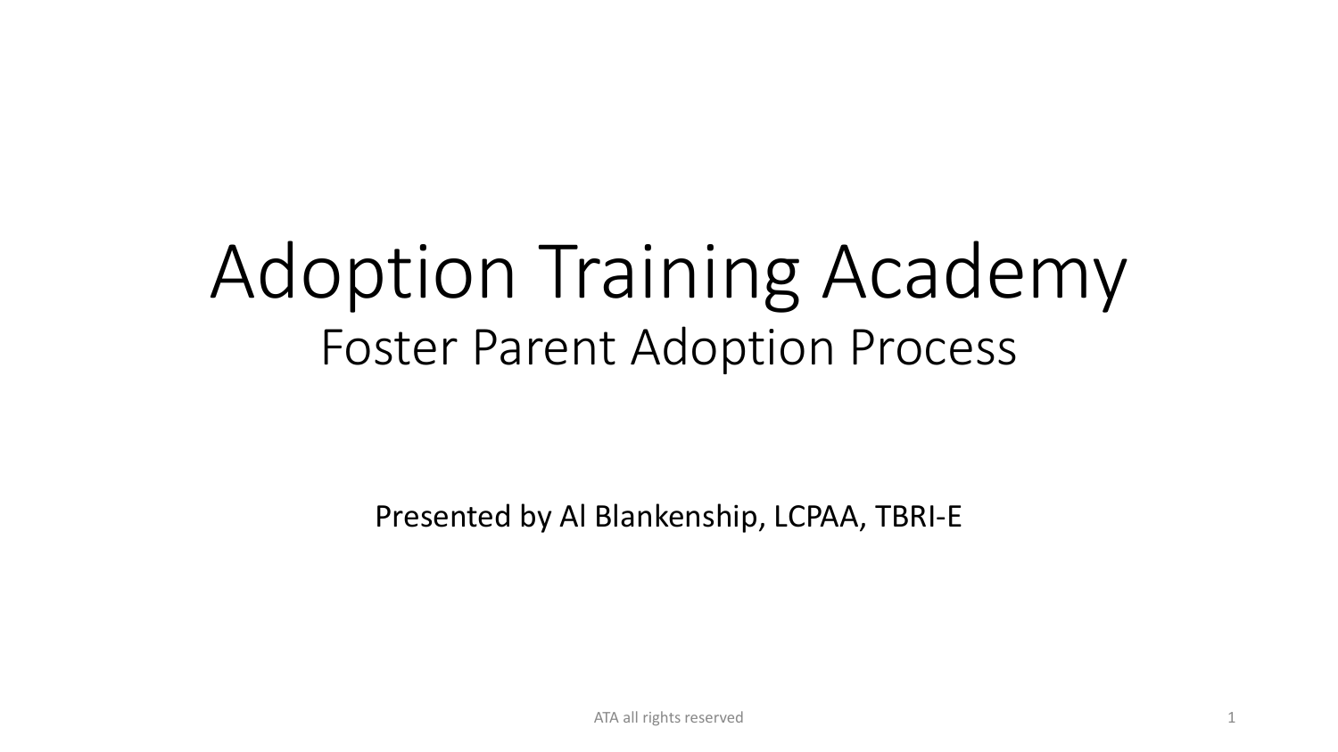# Adoption Training Academy

## Foster Parent Adoption Process

Presented by Al Blankenship, LCPAA, TBRI-E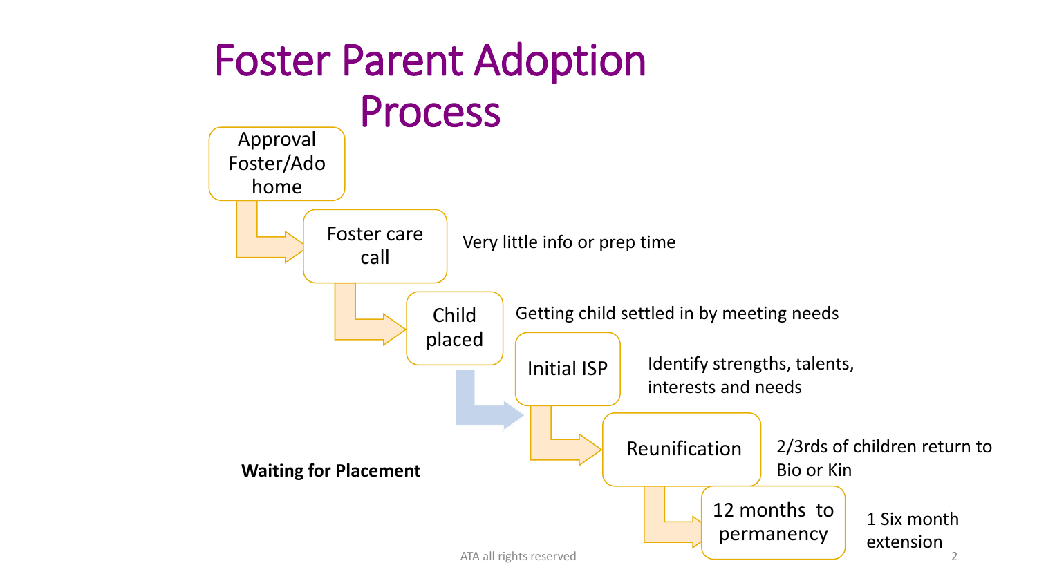# Foster Parent Adoption Process

1. **Approval Foster/Ado home**
2. **Foster care call** — Very little info or prep time
3. **Child placed** — Getting child settled in by meeting needs
4. **Initial ISP** — Identify strengths, talents, interests and needs
5. **Reunification** — 2/3rds of children return to Bio or Kin
6. **12 months to permanency** — 1 Six month extension

**Waiting for Placement**

ATA all rights reserved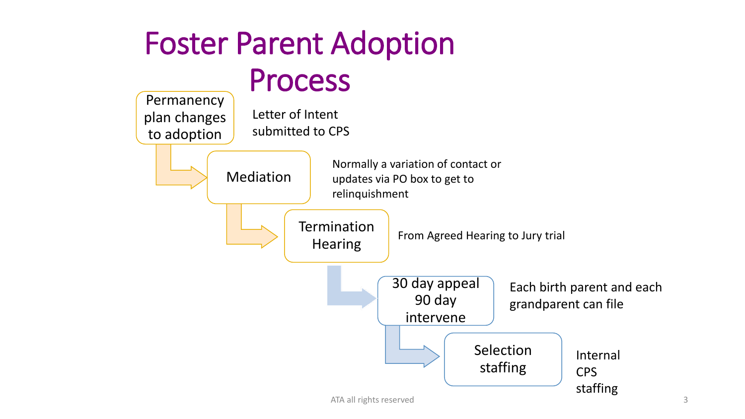# Foster Parent Adoption Process

1. **Permanency plan changes to adoption** — Letter of Intent submitted to CPS
2. **Mediation** — Normally a variation of contact or updates via PO box to get to relinquishment
3. **Termination Hearing** — From Agreed Hearing to Jury trial
4. **30 day appeal 90 day intervene** — Each birth parent and each grandparent can file
5. **Selection staffing** — Internal CPS staffing

ATA all rights reserved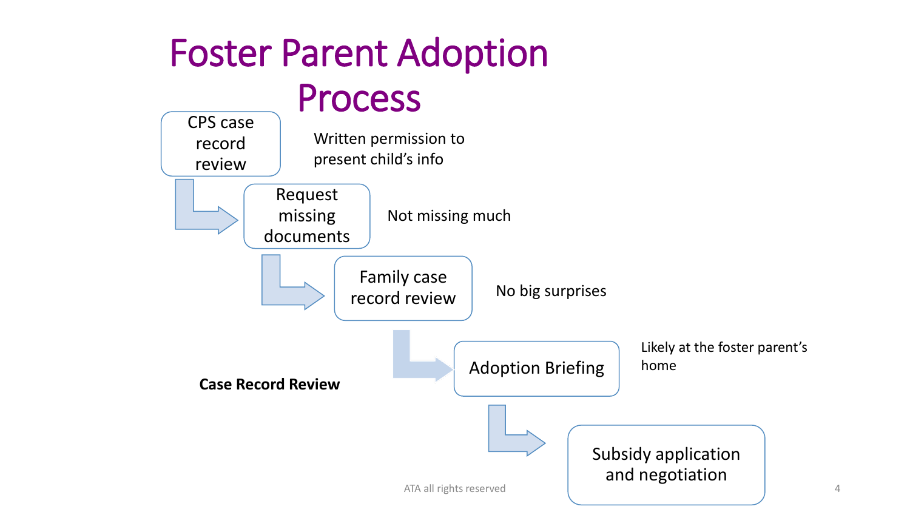# Foster Parent Adoption Process

- **CPS case record review** — Written permission to present child's info
- **Request missing documents** — Not missing much
- **Family case record review** — No big surprises
- **Adoption Briefing** — Likely at the foster parent's home
- **Subsidy application and negotiation**

**Case Record Review**

ATA all rights reserved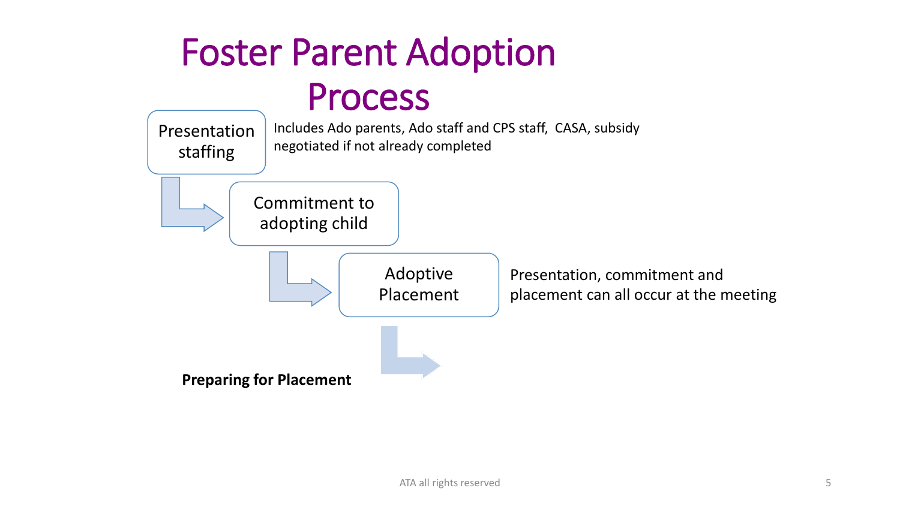# Foster Parent Adoption Process

- **Presentation staffing** — Includes Ado parents, Ado staff and CPS staff, CASA, subsidy negotiated if not already completed
- **Commitment to adopting child**
- **Adoptive Placement** — Presentation, commitment and placement can all occur at the meeting

**Preparing for Placement**

ATA all rights reserved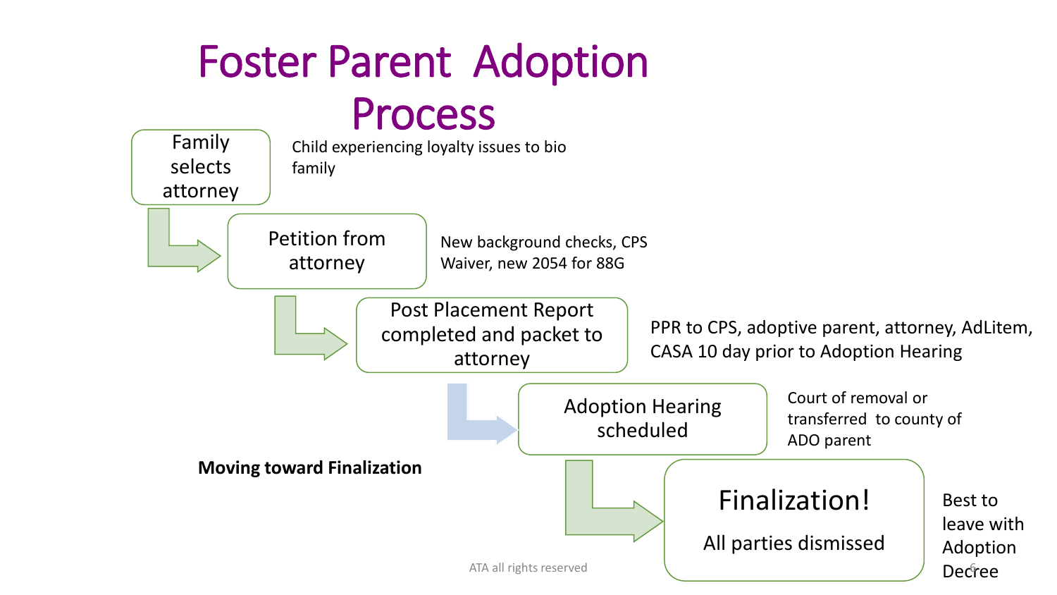# Foster Parent Adoption Process

**Family selects attorney** — Child experiencing loyalty issues to bio family

**Petition from attorney** — New background checks, CPS Waiver, new 2054 for 88G

**Post Placement Report completed and packet to attorney** — PPR to CPS, adoptive parent, attorney, AdLitem, CASA 10 day prior to Adoption Hearing

**Adoption Hearing scheduled** — Court of removal or transferred to county of ADO parent

**Finalization!**

All parties dismissed — Best to leave with Adoption Decree

**Moving toward Finalization**

ATA all rights reserved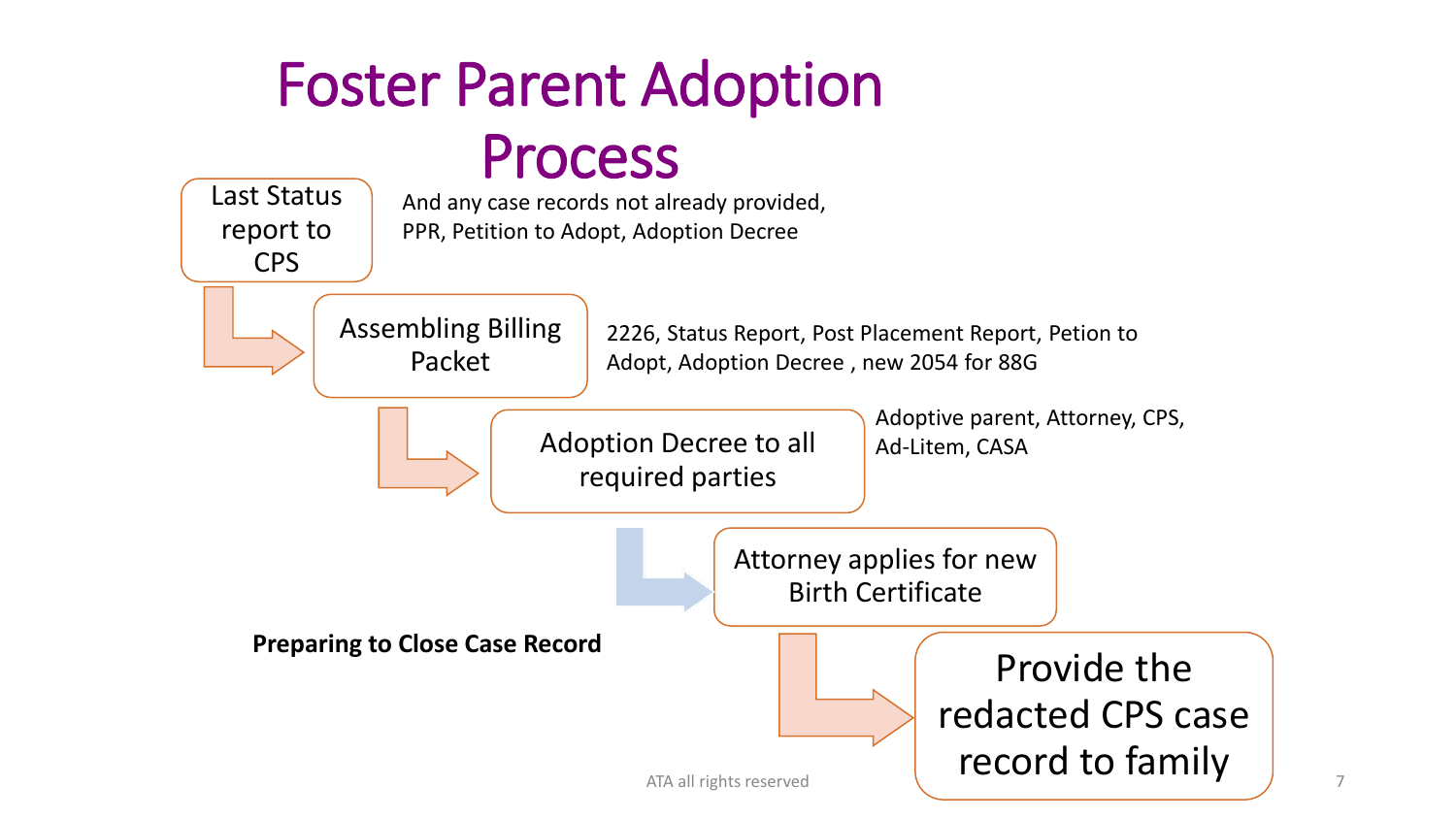# Foster Parent Adoption Process

**Last Status report to CPS**

And any case records not already provided, PPR, Petition to Adopt, Adoption Decree

**Assembling Billing Packet**

2226, Status Report, Post Placement Report, Petion to Adopt, Adoption Decree , new 2054 for 88G

**Adoption Decree to all required parties**

Adoptive parent, Attorney, CPS, Ad-Litem, CASA

**Attorney applies for new Birth Certificate**

**Preparing to Close Case Record**

**Provide the redacted CPS case record to family**

ATA all rights reserved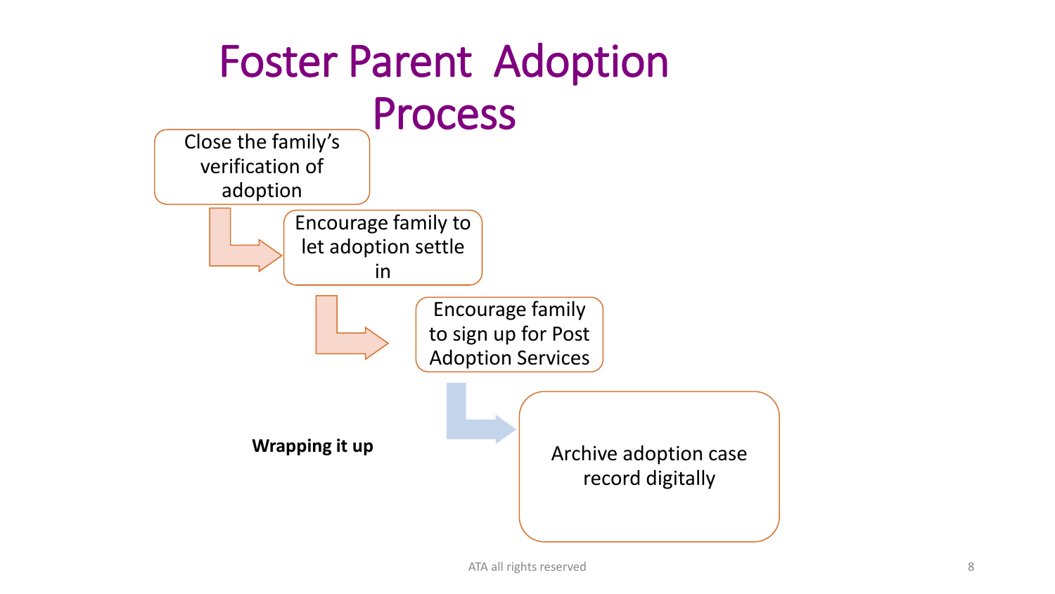# Foster Parent Adoption Process

Close the family's verification of adoption

Encourage family to let adoption settle in

Encourage family to sign up for Post Adoption Services

**Wrapping it up**

Archive adoption case record digitally

ATA all rights reserved